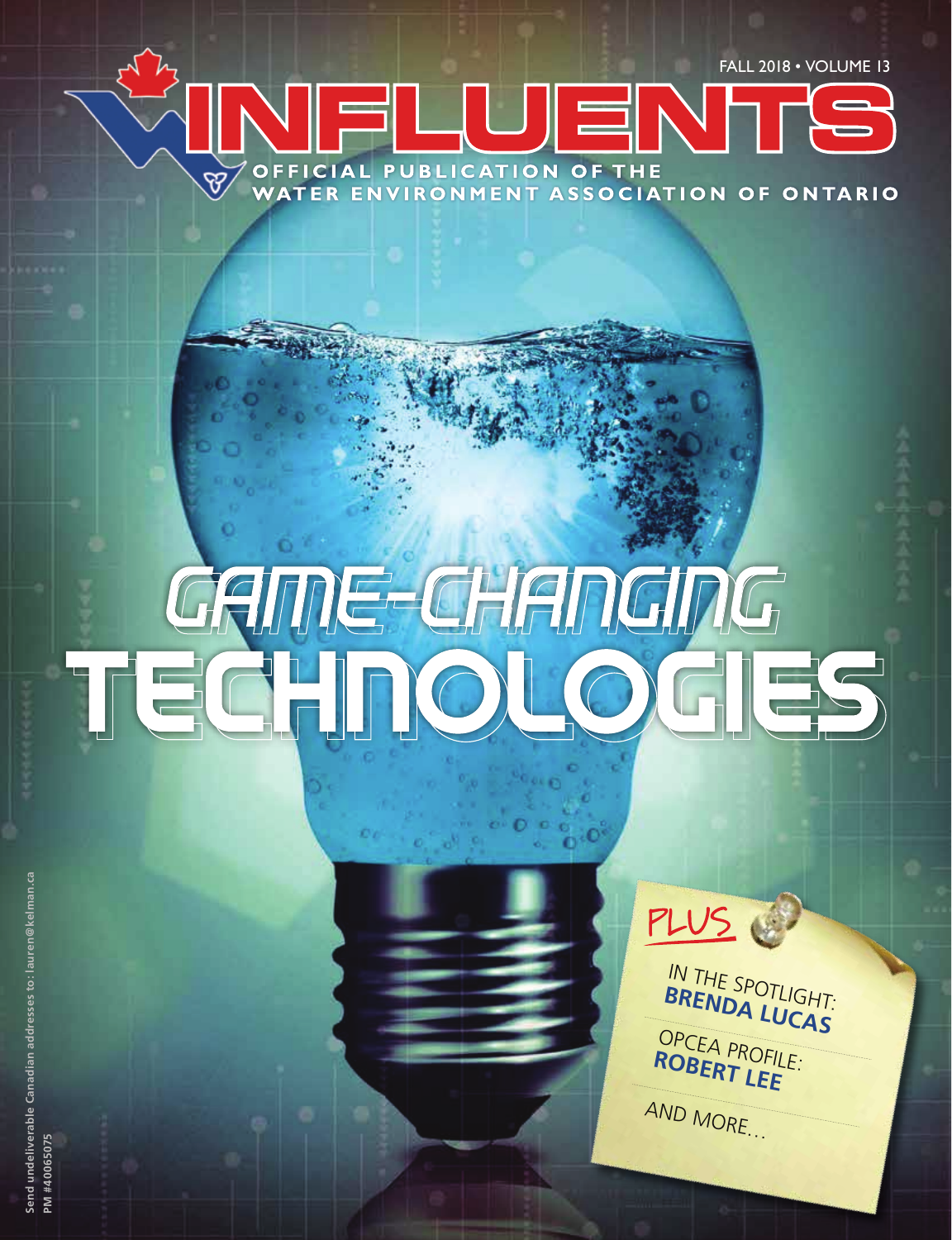FALL 2018 • VOLUME 13

# INFLUENTS

OFFICIAL PUBLICATION OF THE WATER ENVIRONMENT ASSOCIATION OF ONTARIO

# GAME-CHANGING TECHNOLOGIES

PLUS

IN THE SPOTLIGHT: **BRENDA LUCAS**

OPCEA PROFILE: **ROBERT LEE**

AND MORE...

Send undeliverable Canadian addresses to: lauren@kelman.ca
PM #40065075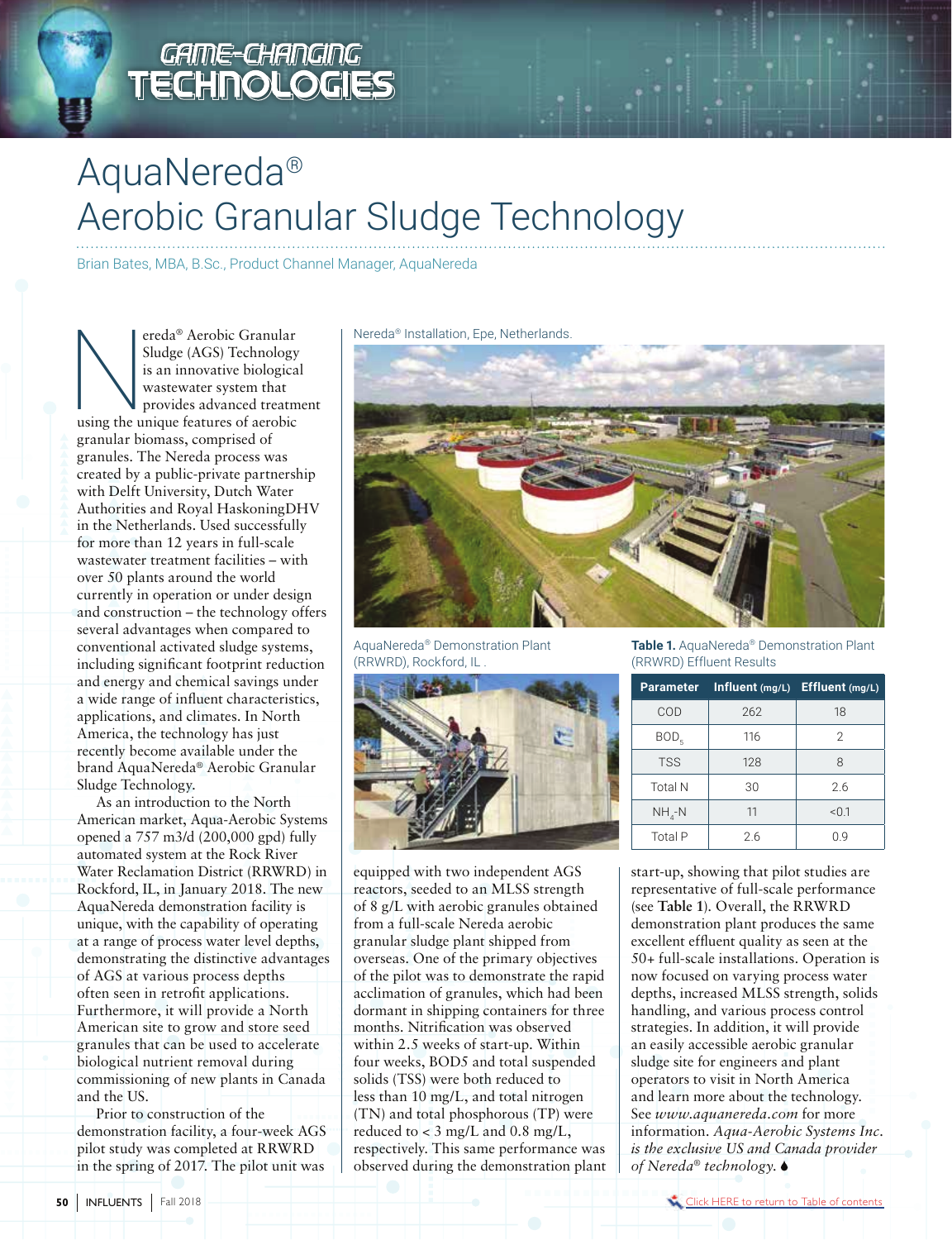# AquaNereda® Aerobic Granular Sludge Technology

Brian Bates, MBA, B.Sc., Product Channel Manager, AquaNereda

Nereda® Aerobic Granular Sludge (AGS) Technology is an innovative biological wastewater system that provides advanced treatment using the unique features of aerobic granular biomass, comprised of granules. The Nereda process was created by a public-private partnership with Delft University, Dutch Water Authorities and Royal HaskoningDHV in the Netherlands. Used successfully for more than 12 years in full-scale wastewater treatment facilities – with over 50 plants around the world currently in operation or under design and construction – the technology offers several advantages when compared to conventional activated sludge systems, including significant footprint reduction and energy and chemical savings under a wide range of influent characteristics, applications, and climates. In North America, the technology has just recently become available under the brand AquaNereda® Aerobic Granular Sludge Technology.

As an introduction to the North American market, Aqua-Aerobic Systems opened a 757 m3/d (200,000 gpd) fully automated system at the Rock River Water Reclamation District (RRWRD) in Rockford, IL, in January 2018. The new AquaNereda demonstration facility is unique, with the capability of operating at a range of process water level depths, demonstrating the distinctive advantages of AGS at various process depths often seen in retrofit applications. Furthermore, it will provide a North American site to grow and store seed granules that can be used to accelerate biological nutrient removal during commissioning of new plants in Canada and the US.

Prior to construction of the demonstration facility, a four-week AGS pilot study was completed at RRWRD in the spring of 2017. The pilot unit was equipped with two independent AGS reactors, seeded to an MLSS strength of 8 g/L with aerobic granules obtained from a full-scale Nereda aerobic granular sludge plant shipped from overseas. One of the primary objectives of the pilot was to demonstrate the rapid acclimation of granules, which had been dormant in shipping containers for three months. Nitrification was observed within 2.5 weeks of start-up. Within four weeks, BOD5 and total suspended solids (TSS) were both reduced to less than 10 mg/L, and total nitrogen (TN) and total phosphorous (TP) were reduced to < 3 mg/L and 0.8 mg/L, respectively. This same performance was observed during the demonstration plant start-up, showing that pilot studies are representative of full-scale performance (see **Table 1**). Overall, the RRWRD demonstration plant produces the same excellent effluent quality as seen at the 50+ full-scale installations. Operation is now focused on varying process water depths, increased MLSS strength, solids handling, and various process control strategies. In addition, it will provide an easily accessible aerobic granular sludge site for engineers and plant operators to visit in North America and learn more about the technology. See *www.aquanereda.com* for more information. *Aqua-Aerobic Systems Inc. is the exclusive US and Canada provider of Nereda® technology.*

Nereda® Installation, Epe, Netherlands.

AquaNereda® Demonstration Plant (RRWRD), Rockford, IL .

**Table 1.** AquaNereda® Demonstration Plant (RRWRD) Effluent Results

| Parameter | Influent (mg/L) | Effluent (mg/L) |
|---|---|---|
| COD | 262 | 18 |
| $BOD_5$ | 116 | 2 |
| TSS | 128 | 8 |
| Total N | 30 | 2.6 |
| $NH_4$-N | 11 | <0.1 |
| Total P | 2.6 | 0.9 |